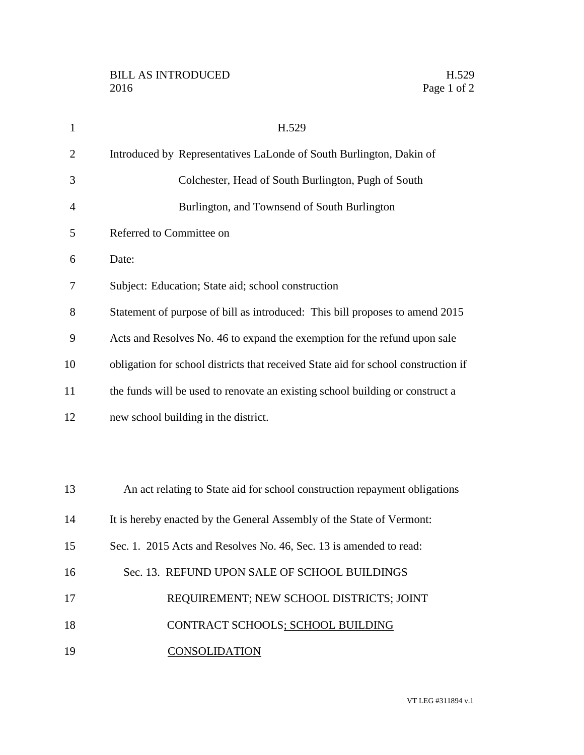BILL AS INTRODUCED H.529
2016

# H.529

Introduced by Representatives LaLonde of South Burlington, Dakin of Colchester, Head of South Burlington, Pugh of South Burlington, and Townsend of South Burlington

Referred to Committee on

Date:

Subject: Education; State aid; school construction

Statement of purpose of bill as introduced: This bill proposes to amend 2015 Acts and Resolves No. 46 to expand the exemption for the refund upon sale obligation for school districts that received State aid for school construction if the funds will be used to renovate an existing school building or construct a new school building in the district.

An act relating to State aid for school construction repayment obligations

It is hereby enacted by the General Assembly of the State of Vermont:

Sec. 1. 2015 Acts and Resolves No. 46, Sec. 13 is amended to read:

Sec. 13. REFUND UPON SALE OF SCHOOL BUILDINGS REQUIREMENT; NEW SCHOOL DISTRICTS; JOINT CONTRACT SCHOOLS<u>; SCHOOL BUILDING CONSOLIDATION</u>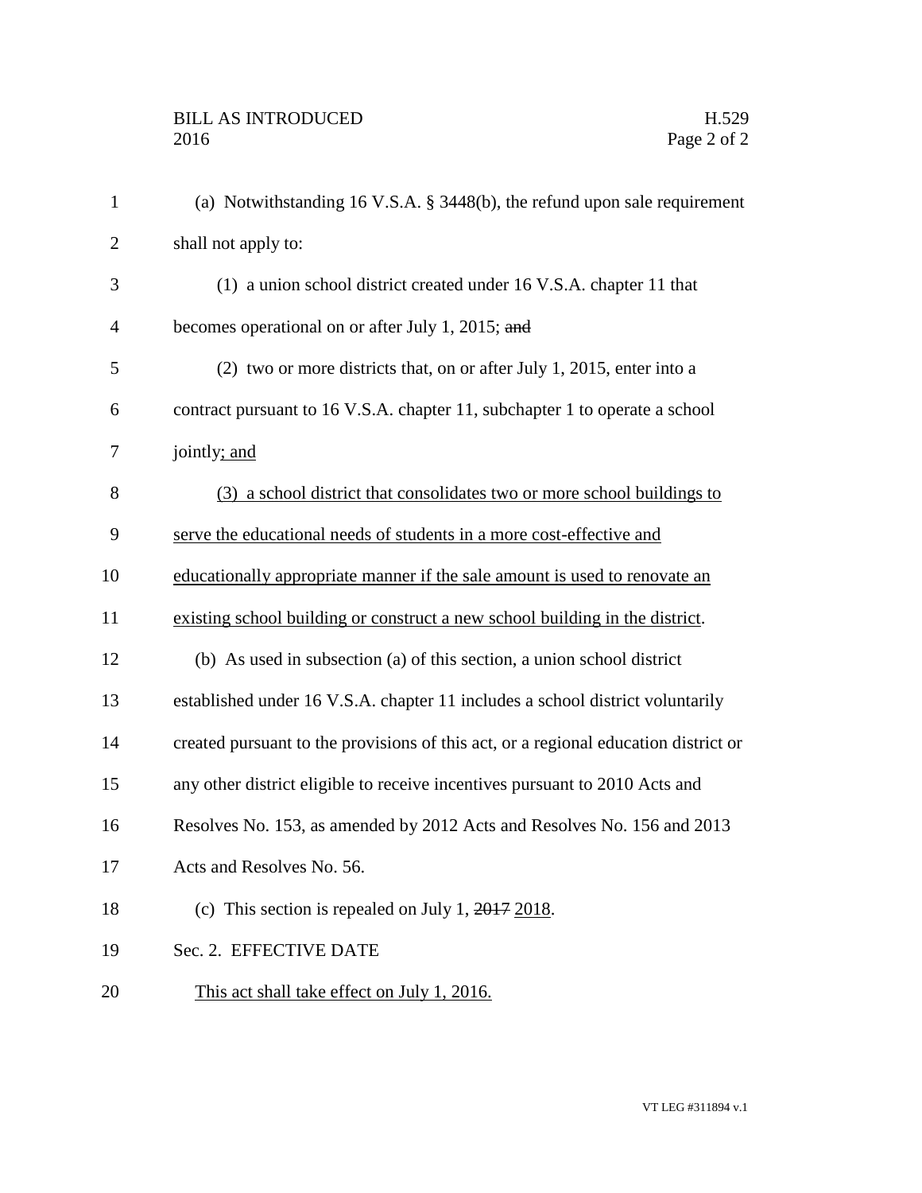(a) Notwithstanding 16 V.S.A. § 3448(b), the refund upon sale requirement shall not apply to:

(1) a union school district created under 16 V.S.A. chapter 11 that becomes operational on or after July 1, 2015; ~~and~~

(2) two or more districts that, on or after July 1, 2015, enter into a contract pursuant to 16 V.S.A. chapter 11, subchapter 1 to operate a school jointly<u>; and</u>

<u>(3) a school district that consolidates two or more school buildings to serve the educational needs of students in a more cost-effective and educationally appropriate manner if the sale amount is used to renovate an existing school building or construct a new school building in the district</u>.

(b) As used in subsection (a) of this section, a union school district established under 16 V.S.A. chapter 11 includes a school district voluntarily created pursuant to the provisions of this act, or a regional education district or any other district eligible to receive incentives pursuant to 2010 Acts and Resolves No. 153, as amended by 2012 Acts and Resolves No. 156 and 2013 Acts and Resolves No. 56.

(c) This section is repealed on July 1, ~~2017~~ <u>2018</u>.

Sec. 2. EFFECTIVE DATE

<u>This act shall take effect on July 1, 2016.</u>